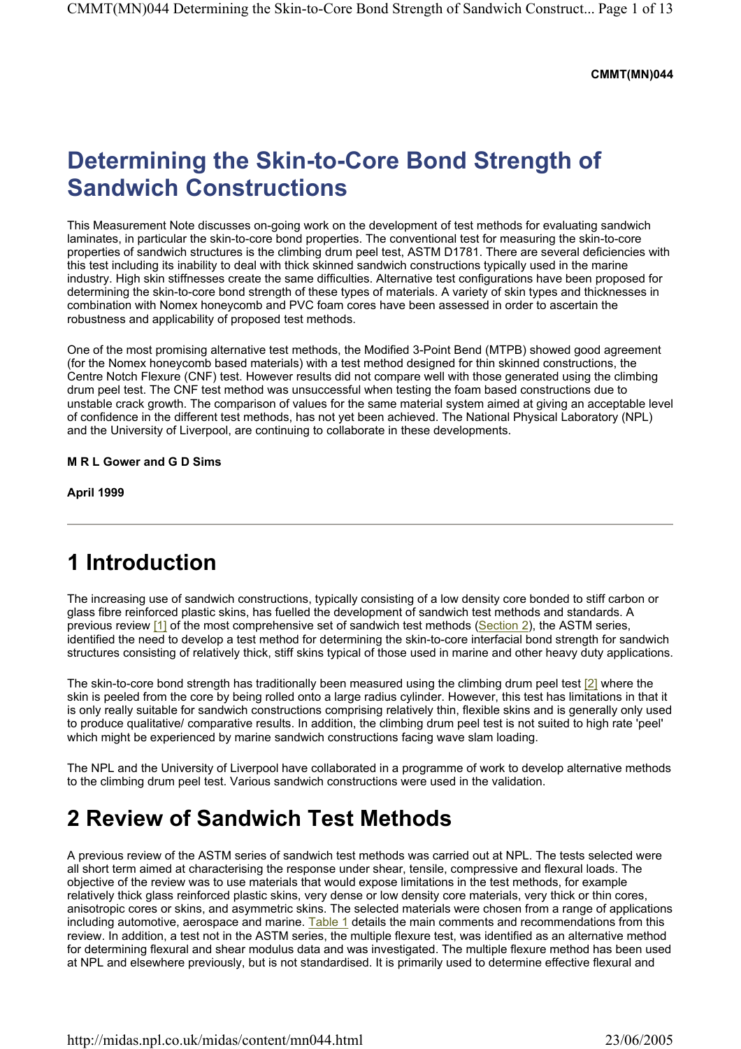CMMT(MN)044

# Determining the Skin-to-Core Bond Strength of Sandwich Constructions

This Measurement Note discusses on-going work on the development of test methods for evaluating sandwich laminates, in particular the skin-to-core bond properties. The conventional test for measuring the skin-to-core properties of sandwich structures is the climbing drum peel test, ASTM D1781. There are several deficiencies with this test including its inability to deal with thick skinned sandwich constructions typically used in the marine industry. High skin stiffnesses create the same difficulties. Alternative test configurations have been proposed for determining the skin-to-core bond strength of these types of materials. A variety of skin types and thicknesses in combination with Nomex honeycomb and PVC foam cores have been assessed in order to ascertain the robustness and applicability of proposed test methods.

One of the most promising alternative test methods, the Modified 3-Point Bend (MTPB) showed good agreement (for the Nomex honeycomb based materials) with a test method designed for thin skinned constructions, the Centre Notch Flexure (CNF) test. However results did not compare well with those generated using the climbing drum peel test. The CNF test method was unsuccessful when testing the foam based constructions due to unstable crack growth. The comparison of values for the same material system aimed at giving an acceptable level of confidence in the different test methods, has not yet been achieved. The National Physical Laboratory (NPL) and the University of Liverpool, are continuing to collaborate in these developments.

**M R L Gower and G D Sims**

**April 1999**

---

# 1 Introduction

The increasing use of sandwich constructions, typically consisting of a low density core bonded to stiff carbon or glass fibre reinforced plastic skins, has fuelled the development of sandwich test methods and standards. A previous review [1] of the most comprehensive set of sandwich test methods (Section 2), the ASTM series, identified the need to develop a test method for determining the skin-to-core interfacial bond strength for sandwich structures consisting of relatively thick, stiff skins typical of those used in marine and other heavy duty applications.

The skin-to-core bond strength has traditionally been measured using the climbing drum peel test [2] where the skin is peeled from the core by being rolled onto a large radius cylinder. However, this test has limitations in that it is only really suitable for sandwich constructions comprising relatively thin, flexible skins and is generally only used to produce qualitative/ comparative results. In addition, the climbing drum peel test is not suited to high rate 'peel' which might be experienced by marine sandwich constructions facing wave slam loading.

The NPL and the University of Liverpool have collaborated in a programme of work to develop alternative methods to the climbing drum peel test. Various sandwich constructions were used in the validation.

# 2 Review of Sandwich Test Methods

A previous review of the ASTM series of sandwich test methods was carried out at NPL. The tests selected were all short term aimed at characterising the response under shear, tensile, compressive and flexural loads. The objective of the review was to use materials that would expose limitations in the test methods, for example relatively thick glass reinforced plastic skins, very dense or low density core materials, very thick or thin cores, anisotropic cores or skins, and asymmetric skins. The selected materials were chosen from a range of applications including automotive, aerospace and marine. Table 1 details the main comments and recommendations from this review. In addition, a test not in the ASTM series, the multiple flexure test, was identified as an alternative method for determining flexural and shear modulus data and was investigated. The multiple flexure method has been used at NPL and elsewhere previously, but is not standardised. It is primarily used to determine effective flexural and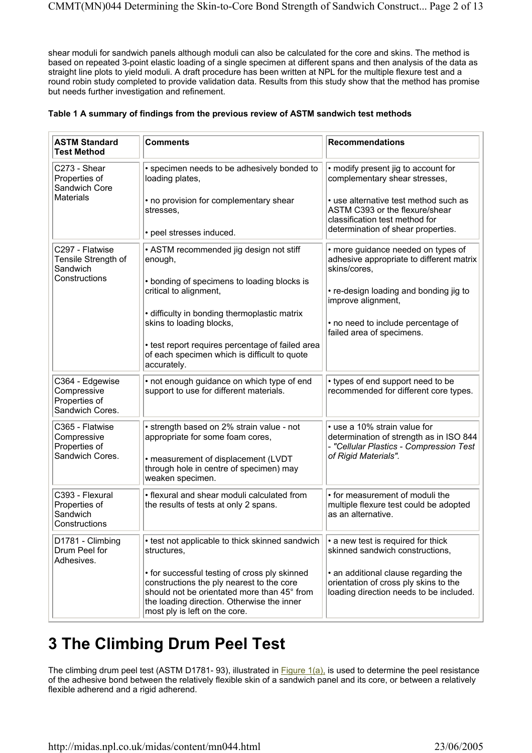shear moduli for sandwich panels although moduli can also be calculated for the core and skins. The method is based on repeated 3-point elastic loading of a single specimen at different spans and then analysis of the data as straight line plots to yield moduli. A draft procedure has been written at NPL for the multiple flexure test and a round robin study completed to provide validation data. Results from this study show that the method has promise but needs further investigation and refinement.

**Table 1 A summary of findings from the previous review of ASTM sandwich test methods**

| ASTM Standard Test Method | Comments | Recommendations |
|---|---|---|
| C273 - Shear Properties of Sandwich Core Materials | • specimen needs to be adhesively bonded to loading plates,<br><br>• no provision for complementary shear stresses,<br><br>• peel stresses induced. | • modify present jig to account for complementary shear stresses,<br><br>• use alternative test method such as ASTM C393 or the flexure/shear classification test method for determination of shear properties. |
| C297 - Flatwise Tensile Strength of Sandwich Constructions | • ASTM recommended jig design not stiff enough,<br><br>• bonding of specimens to loading blocks is critical to alignment,<br><br>• difficulty in bonding thermoplastic matrix skins to loading blocks,<br><br>• test report requires percentage of failed area of each specimen which is difficult to quote accurately. | • more guidance needed on types of adhesive appropriate to different matrix skins/cores,<br><br>• re-design loading and bonding jig to improve alignment,<br><br>• no need to include percentage of failed area of specimens. |
| C364 - Edgewise Compressive Properties of Sandwich Cores. | • not enough guidance on which type of end support to use for different materials. | • types of end support need to be recommended for different core types. |
| C365 - Flatwise Compressive Properties of Sandwich Cores. | • strength based on 2% strain value - not appropriate for some foam cores,<br><br>• measurement of displacement (LVDT through hole in centre of specimen) may weaken specimen. | • use a 10% strain value for determination of strength as in ISO 844 - *"Cellular Plastics - Compression Test of Rigid Materials".* |
| C393 - Flexural Properties of Sandwich Constructions | • flexural and shear moduli calculated from the results of tests at only 2 spans. | • for measurement of moduli the multiple flexure test could be adopted as an alternative. |
| D1781 - Climbing Drum Peel for Adhesives. | • test not applicable to thick skinned sandwich structures,<br><br>• for successful testing of cross ply skinned constructions the ply nearest to the core should not be orientated more than 45° from the loading direction. Otherwise the inner most ply is left on the core. | • a new test is required for thick skinned sandwich constructions,<br><br>• an additional clause regarding the orientation of cross ply skins to the loading direction needs to be included. |

# 3 The Climbing Drum Peel Test

The climbing drum peel test (ASTM D1781- 93), illustrated in Figure 1(a), is used to determine the peel resistance of the adhesive bond between the relatively flexible skin of a sandwich panel and its core, or between a relatively flexible adherend and a rigid adherend.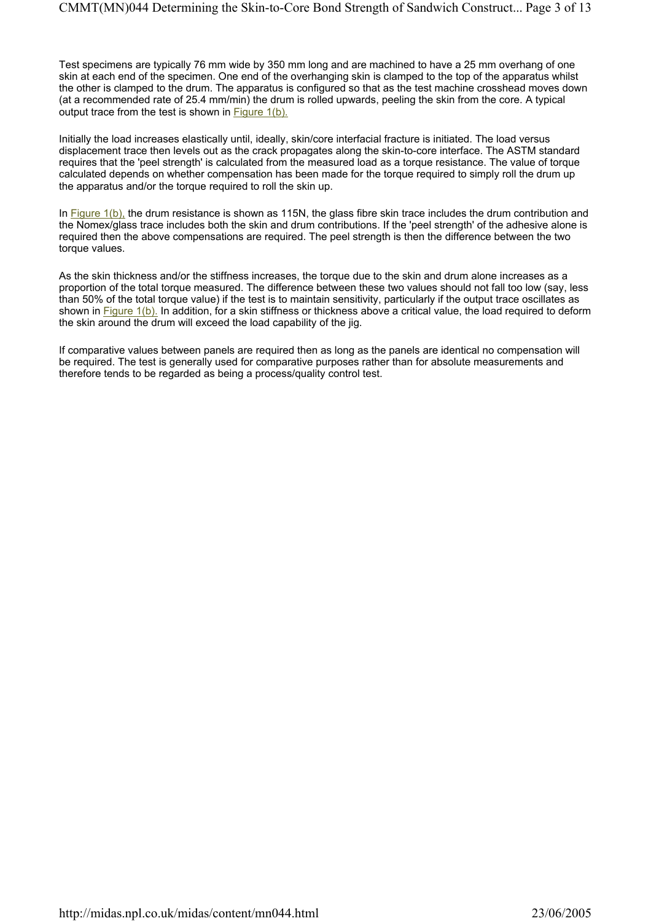Test specimens are typically 76 mm wide by 350 mm long and are machined to have a 25 mm overhang of one skin at each end of the specimen. One end of the overhanging skin is clamped to the top of the apparatus whilst the other is clamped to the drum. The apparatus is configured so that as the test machine crosshead moves down (at a recommended rate of 25.4 mm/min) the drum is rolled upwards, peeling the skin from the core. A typical output trace from the test is shown in Figure 1(b).

Initially the load increases elastically until, ideally, skin/core interfacial fracture is initiated. The load versus displacement trace then levels out as the crack propagates along the skin-to-core interface. The ASTM standard requires that the 'peel strength' is calculated from the measured load as a torque resistance. The value of torque calculated depends on whether compensation has been made for the torque required to simply roll the drum up the apparatus and/or the torque required to roll the skin up.

In Figure 1(b), the drum resistance is shown as 115N, the glass fibre skin trace includes the drum contribution and the Nomex/glass trace includes both the skin and drum contributions. If the 'peel strength' of the adhesive alone is required then the above compensations are required. The peel strength is then the difference between the two torque values.

As the skin thickness and/or the stiffness increases, the torque due to the skin and drum alone increases as a proportion of the total torque measured. The difference between these two values should not fall too low (say, less than 50% of the total torque value) if the test is to maintain sensitivity, particularly if the output trace oscillates as shown in Figure 1(b). In addition, for a skin stiffness or thickness above a critical value, the load required to deform the skin around the drum will exceed the load capability of the jig.

If comparative values between panels are required then as long as the panels are identical no compensation will be required. The test is generally used for comparative purposes rather than for absolute measurements and therefore tends to be regarded as being a process/quality control test.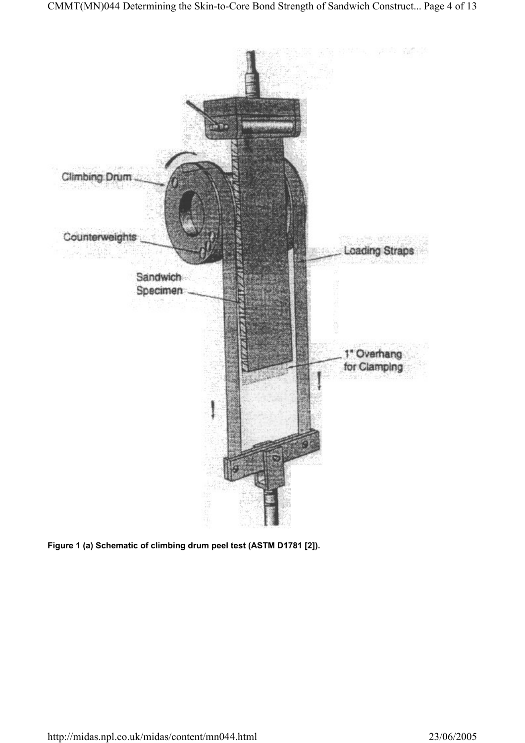**Figure 1 (a) Schematic of climbing drum peel test (ASTM D1781 [2]).**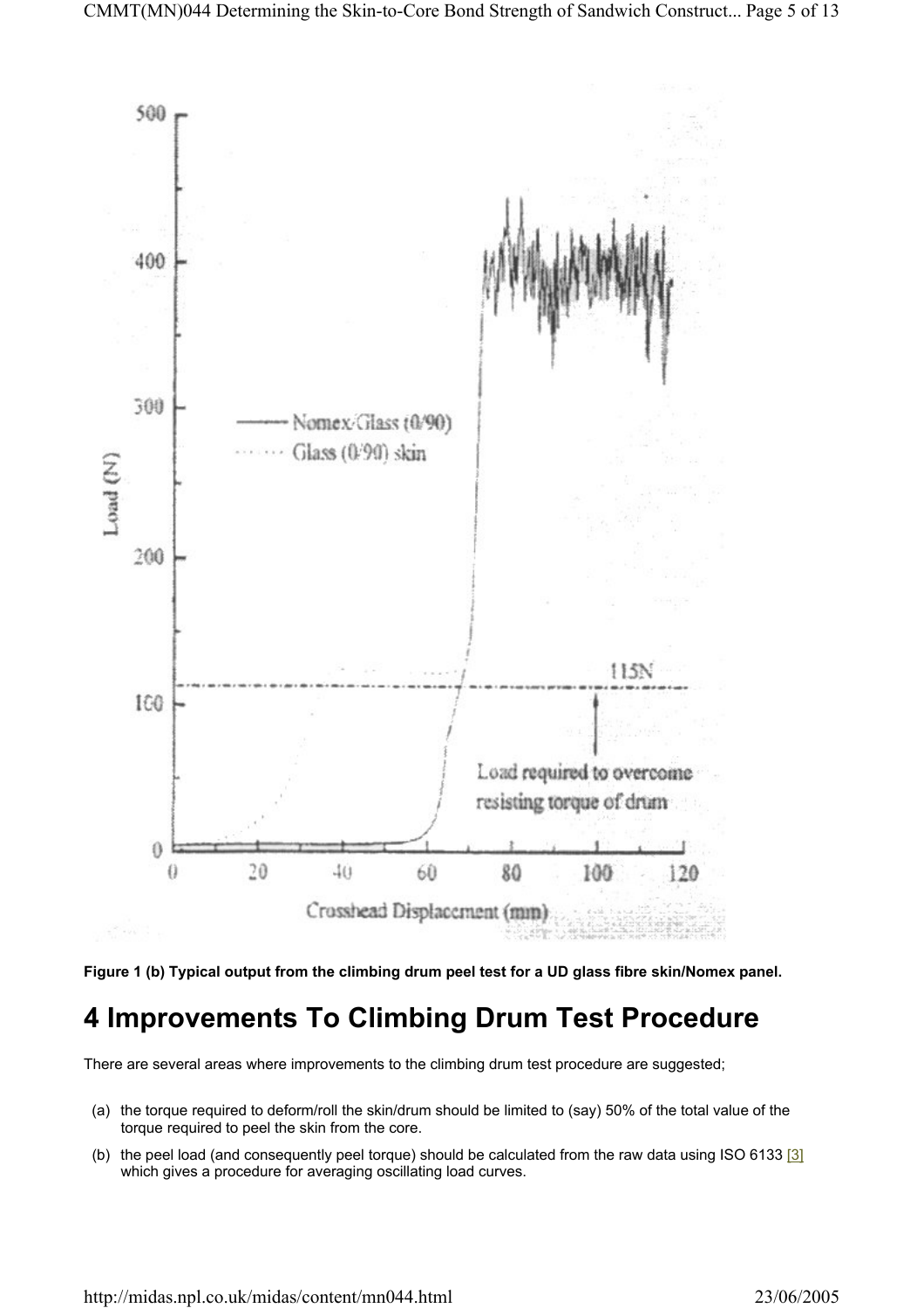**Figure 1 (b) Typical output from the climbing drum peel test for a UD glass fibre skin/Nomex panel.**

# 4 Improvements To Climbing Drum Test Procedure

There are several areas where improvements to the climbing drum test procedure are suggested;

(a) the torque required to deform/roll the skin/drum should be limited to (say) 50% of the total value of the torque required to peel the skin from the core.

(b) the peel load (and consequently peel torque) should be calculated from the raw data using ISO 6133 [3] which gives a procedure for averaging oscillating load curves.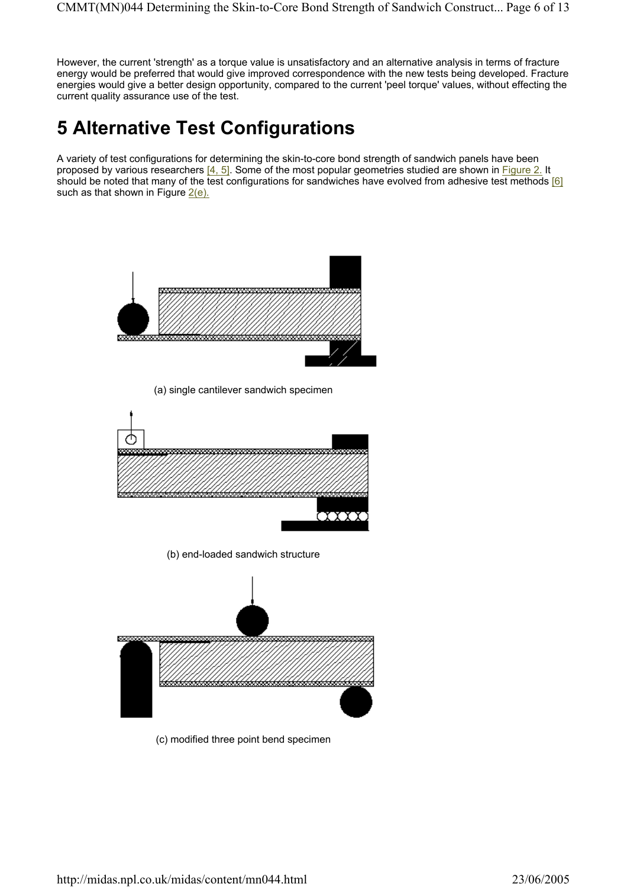However, the current 'strength' as a torque value is unsatisfactory and an alternative analysis in terms of fracture energy would be preferred that would give improved correspondence with the new tests being developed. Fracture energies would give a better design opportunity, compared to the current 'peel torque' values, without effecting the current quality assurance use of the test.

# 5 Alternative Test Configurations

A variety of test configurations for determining the skin-to-core bond strength of sandwich panels have been proposed by various researchers [4, 5]. Some of the most popular geometries studied are shown in Figure 2. It should be noted that many of the test configurations for sandwiches have evolved from adhesive test methods [6] such as that shown in Figure 2(e).

(a) single cantilever sandwich specimen

(b) end-loaded sandwich structure

(c) modified three point bend specimen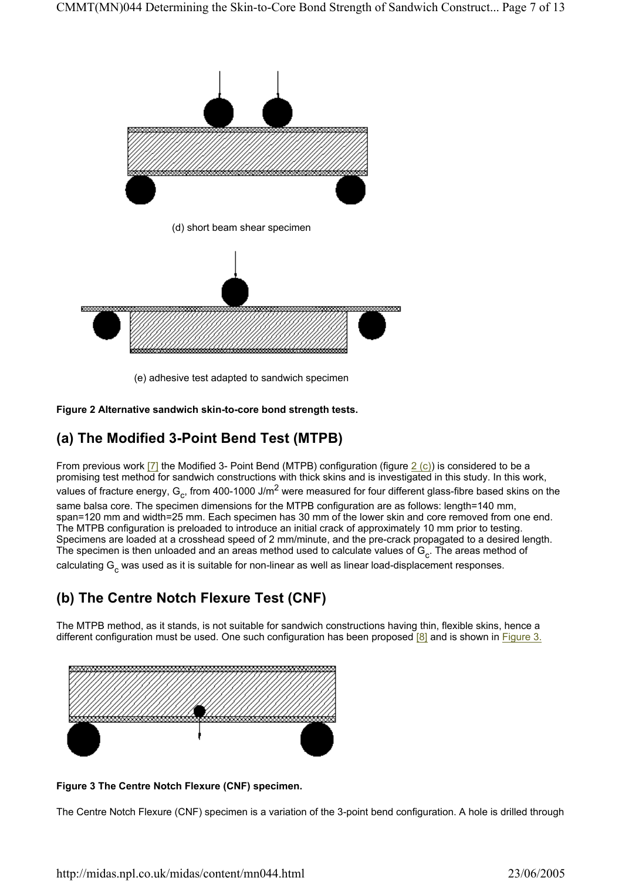(d) short beam shear specimen

(e) adhesive test adapted to sandwich specimen

**Figure 2 Alternative sandwich skin-to-core bond strength tests.**

## (a) The Modified 3-Point Bend Test (MTPB)

From previous work [7] the Modified 3- Point Bend (MTPB) configuration (figure 2 (c)) is considered to be a promising test method for sandwich constructions with thick skins and is investigated in this study. In this work, values of fracture energy, $G_c$, from 400-1000 J/m$^2$ were measured for four different glass-fibre based skins on the same balsa core. The specimen dimensions for the MTPB configuration are as follows: length=140 mm, span=120 mm and width=25 mm. Each specimen has 30 mm of the lower skin and core removed from one end. The MTPB configuration is preloaded to introduce an initial crack of approximately 10 mm prior to testing. Specimens are loaded at a crosshead speed of 2 mm/minute, and the pre-crack propagated to a desired length. The specimen is then unloaded and an areas method used to calculate values of $G_c$. The areas method of calculating $G_c$ was used as it is suitable for non-linear as well as linear load-displacement responses.

## (b) The Centre Notch Flexure Test (CNF)

The MTPB method, as it stands, is not suitable for sandwich constructions having thin, flexible skins, hence a different configuration must be used. One such configuration has been proposed [8] and is shown in Figure 3.

**Figure 3 The Centre Notch Flexure (CNF) specimen.**

The Centre Notch Flexure (CNF) specimen is a variation of the 3-point bend configuration. A hole is drilled through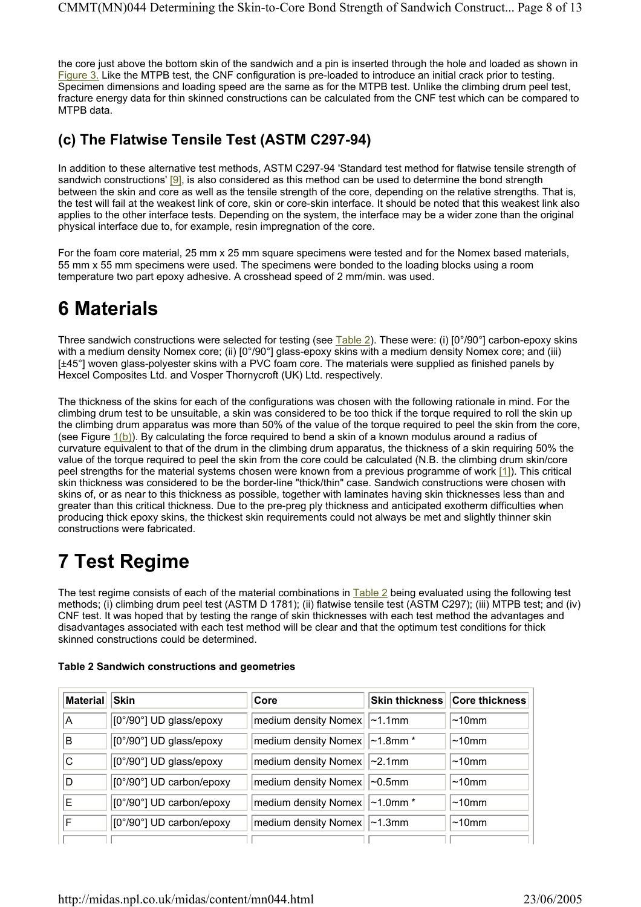the core just above the bottom skin of the sandwich and a pin is inserted through the hole and loaded as shown in Figure 3. Like the MTPB test, the CNF configuration is pre-loaded to introduce an initial crack prior to testing. Specimen dimensions and loading speed are the same as for the MTPB test. Unlike the climbing drum peel test, fracture energy data for thin skinned constructions can be calculated from the CNF test which can be compared to MTPB data.

### (c) The Flatwise Tensile Test (ASTM C297-94)

In addition to these alternative test methods, ASTM C297-94 'Standard test method for flatwise tensile strength of sandwich constructions' [9], is also considered as this method can be used to determine the bond strength between the skin and core as well as the tensile strength of the core, depending on the relative strengths. That is, the test will fail at the weakest link of core, skin or core-skin interface. It should be noted that this weakest link also applies to the other interface tests. Depending on the system, the interface may be a wider zone than the original physical interface due to, for example, resin impregnation of the core.

For the foam core material, 25 mm x 25 mm square specimens were tested and for the Nomex based materials, 55 mm x 55 mm specimens were used. The specimens were bonded to the loading blocks using a room temperature two part epoxy adhesive. A crosshead speed of 2 mm/min. was used.

# 6 Materials

Three sandwich constructions were selected for testing (see Table 2). These were: (i) [0°/90°] carbon-epoxy skins with a medium density Nomex core; (ii) [0°/90°] glass-epoxy skins with a medium density Nomex core; and (iii) [±45°] woven glass-polyester skins with a PVC foam core. The materials were supplied as finished panels by Hexcel Composites Ltd. and Vosper Thornycroft (UK) Ltd. respectively.

The thickness of the skins for each of the configurations was chosen with the following rationale in mind. For the climbing drum test to be unsuitable, a skin was considered to be too thick if the torque required to roll the skin up the climbing drum apparatus was more than 50% of the value of the torque required to peel the skin from the core, (see Figure 1(b)). By calculating the force required to bend a skin of a known modulus around a radius of curvature equivalent to that of the drum in the climbing drum apparatus, the thickness of a skin requiring 50% the value of the torque required to peel the skin from the core could be calculated (N.B. the climbing drum skin/core peel strengths for the material systems chosen were known from a previous programme of work [1]). This critical skin thickness was considered to be the border-line "thick/thin" case. Sandwich constructions were chosen with skins of, or as near to this thickness as possible, together with laminates having skin thicknesses less than and greater than this critical thickness. Due to the pre-preg ply thickness and anticipated exotherm difficulties when producing thick epoxy skins, the thickest skin requirements could not always be met and slightly thinner skin constructions were fabricated.

# 7 Test Regime

The test regime consists of each of the material combinations in Table 2 being evaluated using the following test methods; (i) climbing drum peel test (ASTM D 1781); (ii) flatwise tensile test (ASTM C297); (iii) MTPB test; and (iv) CNF test. It was hoped that by testing the range of skin thicknesses with each test method the advantages and disadvantages associated with each test method will be clear and that the optimum test conditions for thick skinned constructions could be determined.

**Table 2 Sandwich constructions and geometries**

| Material | Skin | Core | Skin thickness | Core thickness |
|---|---|---|---|---|
| A | [0°/90°] UD glass/epoxy | medium density Nomex | ~1.1mm | ~10mm |
| B | [0°/90°] UD glass/epoxy | medium density Nomex | ~1.8mm * | ~10mm |
| C | [0°/90°] UD glass/epoxy | medium density Nomex | ~2.1mm | ~10mm |
| D | [0°/90°] UD carbon/epoxy | medium density Nomex | ~0.5mm | ~10mm |
| E | [0°/90°] UD carbon/epoxy | medium density Nomex | ~1.0mm * | ~10mm |
| F | [0°/90°] UD carbon/epoxy | medium density Nomex | ~1.3mm | ~10mm |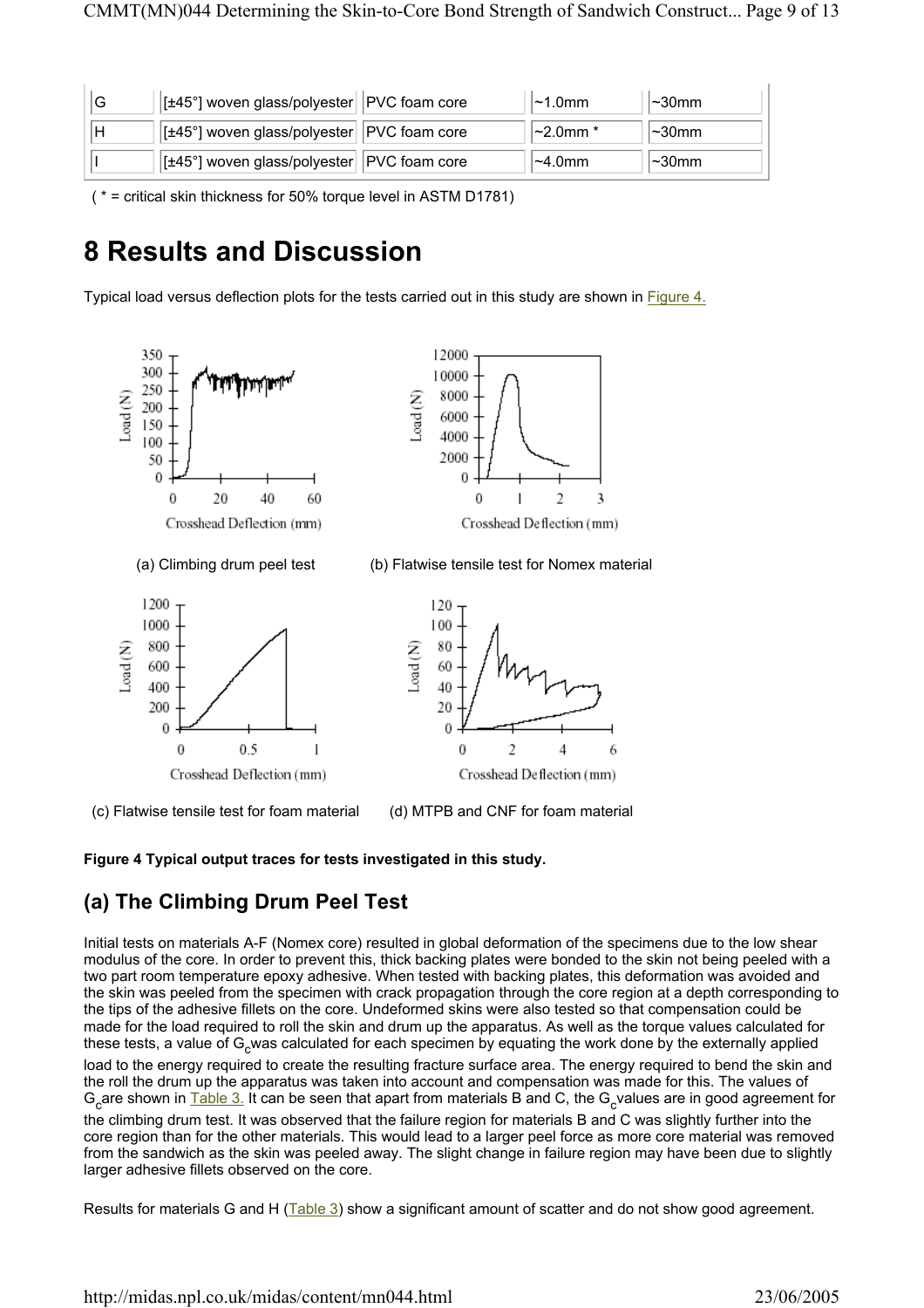| G | [±45°] woven glass/polyester | PVC foam core | ~1.0mm | ~30mm |
|---|---|---|---|---|
| H | [±45°] woven glass/polyester | PVC foam core | ~2.0mm * | ~30mm |
| I | [±45°] woven glass/polyester | PVC foam core | ~4.0mm | ~30mm |

( * = critical skin thickness for 50% torque level in ASTM D1781)

# 8 Results and Discussion

Typical load versus deflection plots for the tests carried out in this study are shown in Figure 4.

(a) Climbing drum peel test

(b) Flatwise tensile test for Nomex material

(c) Flatwise tensile test for foam material

(d) MTPB and CNF for foam material

**Figure 4 Typical output traces for tests investigated in this study.**

## (a) The Climbing Drum Peel Test

Initial tests on materials A-F (Nomex core) resulted in global deformation of the specimens due to the low shear modulus of the core. In order to prevent this, thick backing plates were bonded to the skin not being peeled with a two part room temperature epoxy adhesive. When tested with backing plates, this deformation was avoided and the skin was peeled from the specimen with crack propagation through the core region at a depth corresponding to the tips of the adhesive fillets on the core. Undeformed skins were also tested so that compensation could be made for the load required to roll the skin and drum up the apparatus. As well as the torque values calculated for these tests, a value of $G_c$ was calculated for each specimen by equating the work done by the externally applied load to the energy required to create the resulting fracture surface area. The energy required to bend the skin and the roll the drum up the apparatus was taken into account and compensation was made for this. The values of $G_c$ are shown in Table 3. It can be seen that apart from materials B and C, the $G_c$ values are in good agreement for the climbing drum test. It was observed that the failure region for materials B and C was slightly further into the core region than for the other materials. This would lead to a larger peel force as more core material was removed from the sandwich as the skin was peeled away. The slight change in failure region may have been due to slightly larger adhesive fillets observed on the core.

Results for materials G and H (Table 3) show a significant amount of scatter and do not show good agreement.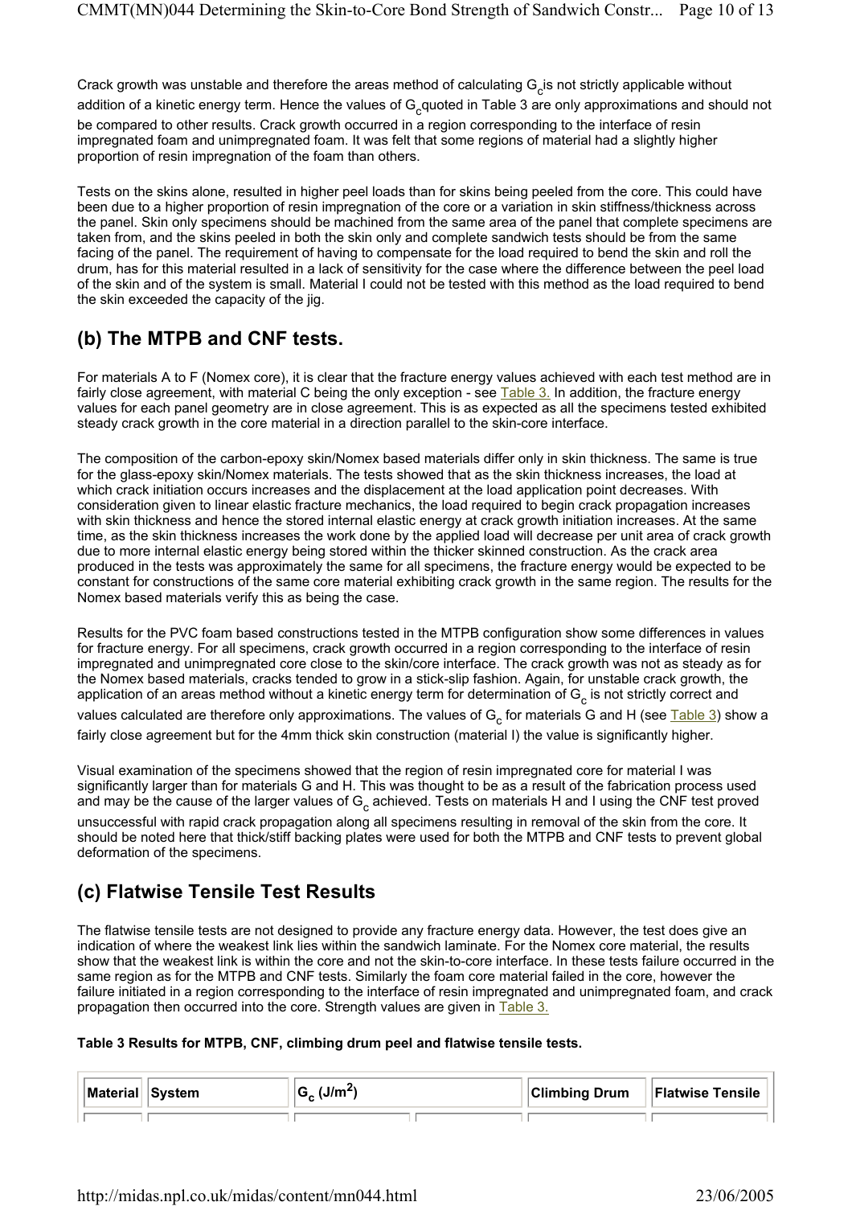Crack growth was unstable and therefore the areas method of calculating $G_c$ is not strictly applicable without addition of a kinetic energy term. Hence the values of $G_c$ quoted in Table 3 are only approximations and should not be compared to other results. Crack growth occurred in a region corresponding to the interface of resin impregnated foam and unimpregnated foam. It was felt that some regions of material had a slightly higher proportion of resin impregnation of the foam than others.

Tests on the skins alone, resulted in higher peel loads than for skins being peeled from the core. This could have been due to a higher proportion of resin impregnation of the core or a variation in skin stiffness/thickness across the panel. Skin only specimens should be machined from the same area of the panel that complete specimens are taken from, and the skins peeled in both the skin only and complete sandwich tests should be from the same facing of the panel. The requirement of having to compensate for the load required to bend the skin and roll the drum, has for this material resulted in a lack of sensitivity for the case where the difference between the peel load of the skin and of the system is small. Material I could not be tested with this method as the load required to bend the skin exceeded the capacity of the jig.

## (b) The MTPB and CNF tests.

For materials A to F (Nomex core), it is clear that the fracture energy values achieved with each test method are in fairly close agreement, with material C being the only exception - see Table 3. In addition, the fracture energy values for each panel geometry are in close agreement. This is as expected as all the specimens tested exhibited steady crack growth in the core material in a direction parallel to the skin-core interface.

The composition of the carbon-epoxy skin/Nomex based materials differ only in skin thickness. The same is true for the glass-epoxy skin/Nomex materials. The tests showed that as the skin thickness increases, the load at which crack initiation occurs increases and the displacement at the load application point decreases. With consideration given to linear elastic fracture mechanics, the load required to begin crack propagation increases with skin thickness and hence the stored internal elastic energy at crack growth initiation increases. At the same time, as the skin thickness increases the work done by the applied load will decrease per unit area of crack growth due to more internal elastic energy being stored within the thicker skinned construction. As the crack area produced in the tests was approximately the same for all specimens, the fracture energy would be expected to be constant for constructions of the same core material exhibiting crack growth in the same region. The results for the Nomex based materials verify this as being the case.

Results for the PVC foam based constructions tested in the MTPB configuration show some differences in values for fracture energy. For all specimens, crack growth occurred in a region corresponding to the interface of resin impregnated and unimpregnated core close to the skin/core interface. The crack growth was not as steady as for the Nomex based materials, cracks tended to grow in a stick-slip fashion. Again, for unstable crack growth, the application of an areas method without a kinetic energy term for determination of $G_c$ is not strictly correct and values calculated are therefore only approximations. The values of $G_c$ for materials G and H (see Table 3) show a fairly close agreement but for the 4mm thick skin construction (material I) the value is significantly higher.

Visual examination of the specimens showed that the region of resin impregnated core for material I was significantly larger than for materials G and H. This was thought to be as a result of the fabrication process used and may be the cause of the larger values of $G_c$ achieved. Tests on materials H and I using the CNF test proved unsuccessful with rapid crack propagation along all specimens resulting in removal of the skin from the core. It should be noted here that thick/stiff backing plates were used for both the MTPB and CNF tests to prevent global deformation of the specimens.

## (c) Flatwise Tensile Test Results

The flatwise tensile tests are not designed to provide any fracture energy data. However, the test does give an indication of where the weakest link lies within the sandwich laminate. For the Nomex core material, the results show that the weakest link is within the core and not the skin-to-core interface. In these tests failure occurred in the same region as for the MTPB and CNF tests. Similarly the foam core material failed in the core, however the failure initiated in a region corresponding to the interface of resin impregnated and unimpregnated foam, and crack propagation then occurred into the core. Strength values are given in Table 3.

**Table 3 Results for MTPB, CNF, climbing drum peel and flatwise tensile tests.**

| Material | System | $G_c$ (J/m$^2$) | | Climbing Drum | Flatwise Tensile |
|---|---|---|---|---|---|
| | | | | | |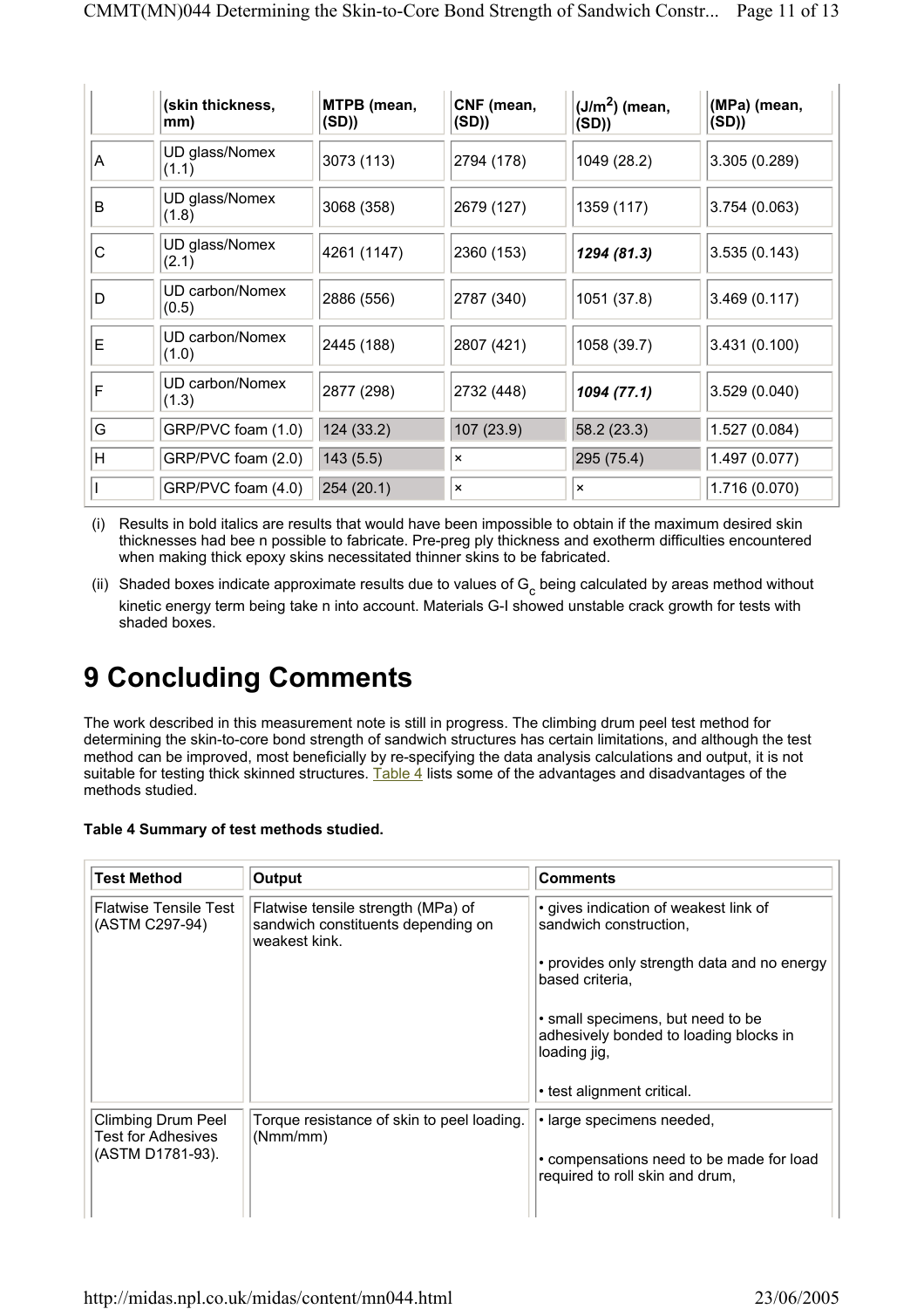| | (skin thickness, mm) | MTPB (mean, (SD)) | CNF (mean, (SD)) | ($J/m^2$) (mean, (SD)) | (MPa) (mean, (SD)) |
|---|---|---|---|---|---|
| A | UD glass/Nomex (1.1) | 3073 (113) | 2794 (178) | 1049 (28.2) | 3.305 (0.289) |
| B | UD glass/Nomex (1.8) | 3068 (358) | 2679 (127) | 1359 (117) | 3.754 (0.063) |
| C | UD glass/Nomex (2.1) | 4261 (1147) | 2360 (153) | ***1294 (81.3)*** | 3.535 (0.143) |
| D | UD carbon/Nomex (0.5) | 2886 (556) | 2787 (340) | 1051 (37.8) | 3.469 (0.117) |
| E | UD carbon/Nomex (1.0) | 2445 (188) | 2807 (421) | 1058 (39.7) | 3.431 (0.100) |
| F | UD carbon/Nomex (1.3) | 2877 (298) | 2732 (448) | ***1094 (77.1)*** | 3.529 (0.040) |
| G | GRP/PVC foam (1.0) | 124 (33.2) | 107 (23.9) | 58.2 (23.3) | 1.527 (0.084) |
| H | GRP/PVC foam (2.0) | 143 (5.5) | × | 295 (75.4) | 1.497 (0.077) |
| I | GRP/PVC foam (4.0) | 254 (20.1) | × | × | 1.716 (0.070) |

(i) Results in bold italics are results that would have been impossible to obtain if the maximum desired skin thicknesses had bee n possible to fabricate. Pre-preg ply thickness and exotherm difficulties encountered when making thick epoxy skins necessitated thinner skins to be fabricated.

(ii) Shaded boxes indicate approximate results due to values of $G_c$ being calculated by areas method without kinetic energy term being take n into account. Materials G-I showed unstable crack growth for tests with shaded boxes.

# 9 Concluding Comments

The work described in this measurement note is still in progress. The climbing drum peel test method for determining the skin-to-core bond strength of sandwich structures has certain limitations, and although the test method can be improved, most beneficially by re-specifying the data analysis calculations and output, it is not suitable for testing thick skinned structures. Table 4 lists some of the advantages and disadvantages of the methods studied.

**Table 4 Summary of test methods studied.**

| Test Method | Output | Comments |
|---|---|---|
| Flatwise Tensile Test (ASTM C297-94) | Flatwise tensile strength (MPa) of sandwich constituents depending on weakest kink. | • gives indication of weakest link of sandwich construction,<br>• provides only strength data and no energy based criteria,<br>• small specimens, but need to be adhesively bonded to loading blocks in loading jig,<br>• test alignment critical. |
| Climbing Drum Peel Test for Adhesives (ASTM D1781-93). | Torque resistance of skin to peel loading. (Nmm/mm) | • large specimens needed,<br>• compensations need to be made for load required to roll skin and drum, |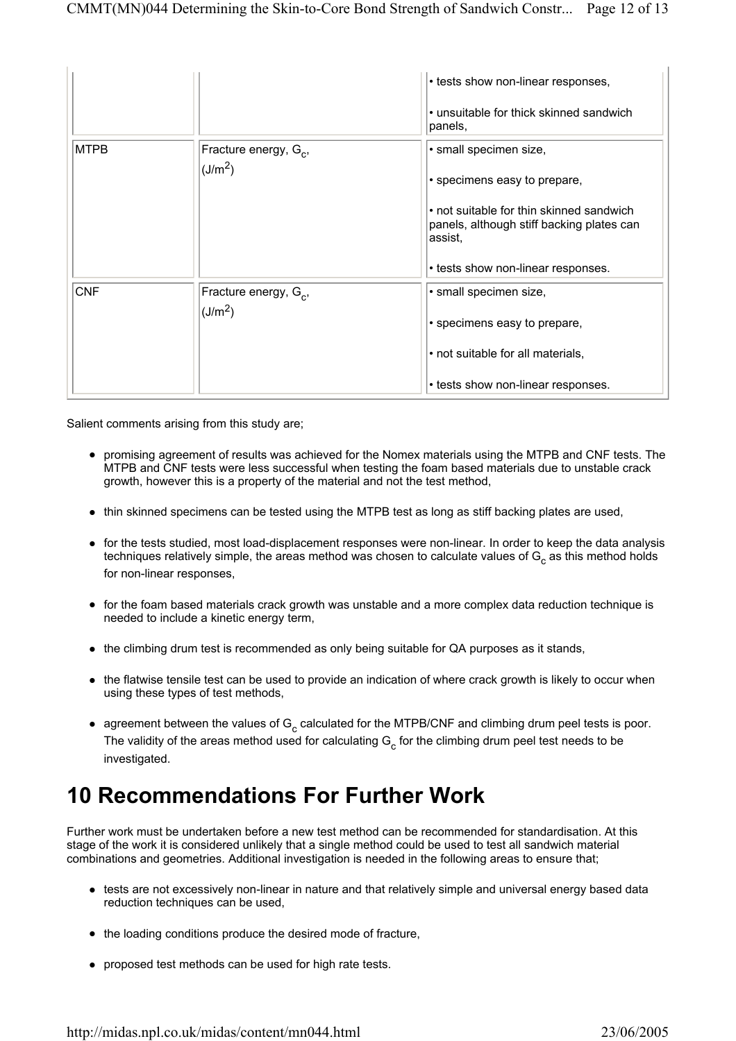| | | |
|---|---|---|
| | | • tests show non-linear responses,<br><br>• unsuitable for thick skinned sandwich panels, |
| MTPB | Fracture energy, $G_c$, ($J/m^2$) | • small specimen size,<br><br>• specimens easy to prepare,<br><br>• not suitable for thin skinned sandwich panels, although stiff backing plates can assist,<br><br>• tests show non-linear responses. |
| CNF | Fracture energy, $G_c$, ($J/m^2$) | • small specimen size,<br><br>• specimens easy to prepare,<br><br>• not suitable for all materials,<br><br>• tests show non-linear responses. |

Salient comments arising from this study are;

- promising agreement of results was achieved for the Nomex materials using the MTPB and CNF tests. The MTPB and CNF tests were less successful when testing the foam based materials due to unstable crack growth, however this is a property of the material and not the test method,
- thin skinned specimens can be tested using the MTPB test as long as stiff backing plates are used,
- for the tests studied, most load-displacement responses were non-linear. In order to keep the data analysis techniques relatively simple, the areas method was chosen to calculate values of $G_c$ as this method holds for non-linear responses,
- for the foam based materials crack growth was unstable and a more complex data reduction technique is needed to include a kinetic energy term,
- the climbing drum test is recommended as only being suitable for QA purposes as it stands,
- the flatwise tensile test can be used to provide an indication of where crack growth is likely to occur when using these types of test methods,
- agreement between the values of $G_c$ calculated for the MTPB/CNF and climbing drum peel tests is poor. The validity of the areas method used for calculating $G_c$ for the climbing drum peel test needs to be investigated.

# 10 Recommendations For Further Work

Further work must be undertaken before a new test method can be recommended for standardisation. At this stage of the work it is considered unlikely that a single method could be used to test all sandwich material combinations and geometries. Additional investigation is needed in the following areas to ensure that;

- tests are not excessively non-linear in nature and that relatively simple and universal energy based data reduction techniques can be used,
- the loading conditions produce the desired mode of fracture,
- proposed test methods can be used for high rate tests.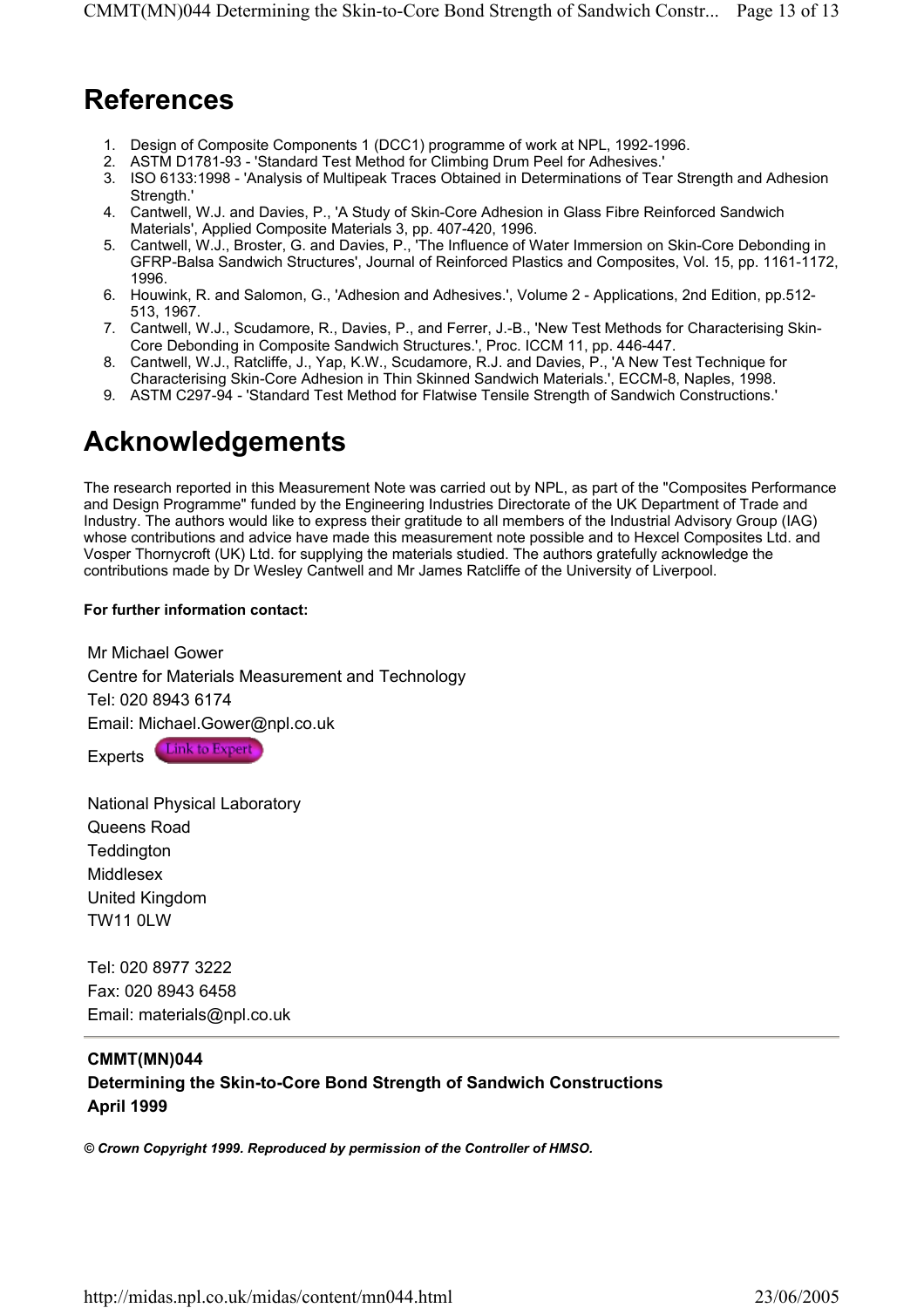# References

1. Design of Composite Components 1 (DCC1) programme of work at NPL, 1992-1996.
2. ASTM D1781-93 - 'Standard Test Method for Climbing Drum Peel for Adhesives.'
3. ISO 6133:1998 - 'Analysis of Multipeak Traces Obtained in Determinations of Tear Strength and Adhesion Strength.'
4. Cantwell, W.J. and Davies, P., 'A Study of Skin-Core Adhesion in Glass Fibre Reinforced Sandwich Materials', Applied Composite Materials 3, pp. 407-420, 1996.
5. Cantwell, W.J., Broster, G. and Davies, P., 'The Influence of Water Immersion on Skin-Core Debonding in GFRP-Balsa Sandwich Structures', Journal of Reinforced Plastics and Composites, Vol. 15, pp. 1161-1172, 1996.
6. Houwink, R. and Salomon, G., 'Adhesion and Adhesives.', Volume 2 - Applications, 2nd Edition, pp.512-513, 1967.
7. Cantwell, W.J., Scudamore, R., Davies, P., and Ferrer, J.-B., 'New Test Methods for Characterising Skin-Core Debonding in Composite Sandwich Structures.', Proc. ICCM 11, pp. 446-447.
8. Cantwell, W.J., Ratcliffe, J., Yap, K.W., Scudamore, R.J. and Davies, P., 'A New Test Technique for Characterising Skin-Core Adhesion in Thin Skinned Sandwich Materials.', ECCM-8, Naples, 1998.
9. ASTM C297-94 - 'Standard Test Method for Flatwise Tensile Strength of Sandwich Constructions.'

# Acknowledgements

The research reported in this Measurement Note was carried out by NPL, as part of the "Composites Performance and Design Programme" funded by the Engineering Industries Directorate of the UK Department of Trade and Industry. The authors would like to express their gratitude to all members of the Industrial Advisory Group (IAG) whose contributions and advice have made this measurement note possible and to Hexcel Composites Ltd. and Vosper Thornycroft (UK) Ltd. for supplying the materials studied. The authors gratefully acknowledge the contributions made by Dr Wesley Cantwell and Mr James Ratcliffe of the University of Liverpool.

**For further information contact:**

Mr Michael Gower
Centre for Materials Measurement and Technology
Tel: 020 8943 6174
Email: Michael.Gower@npl.co.uk
Experts Link to Expert

National Physical Laboratory
Queens Road
Teddington
Middlesex
United Kingdom
TW11 0LW

Tel: 020 8977 3222
Fax: 020 8943 6458
Email: materials@npl.co.uk

---

**CMMT(MN)044**
**Determining the Skin-to-Core Bond Strength of Sandwich Constructions**
**April 1999**

***© Crown Copyright 1999. Reproduced by permission of the Controller of HMSO.***